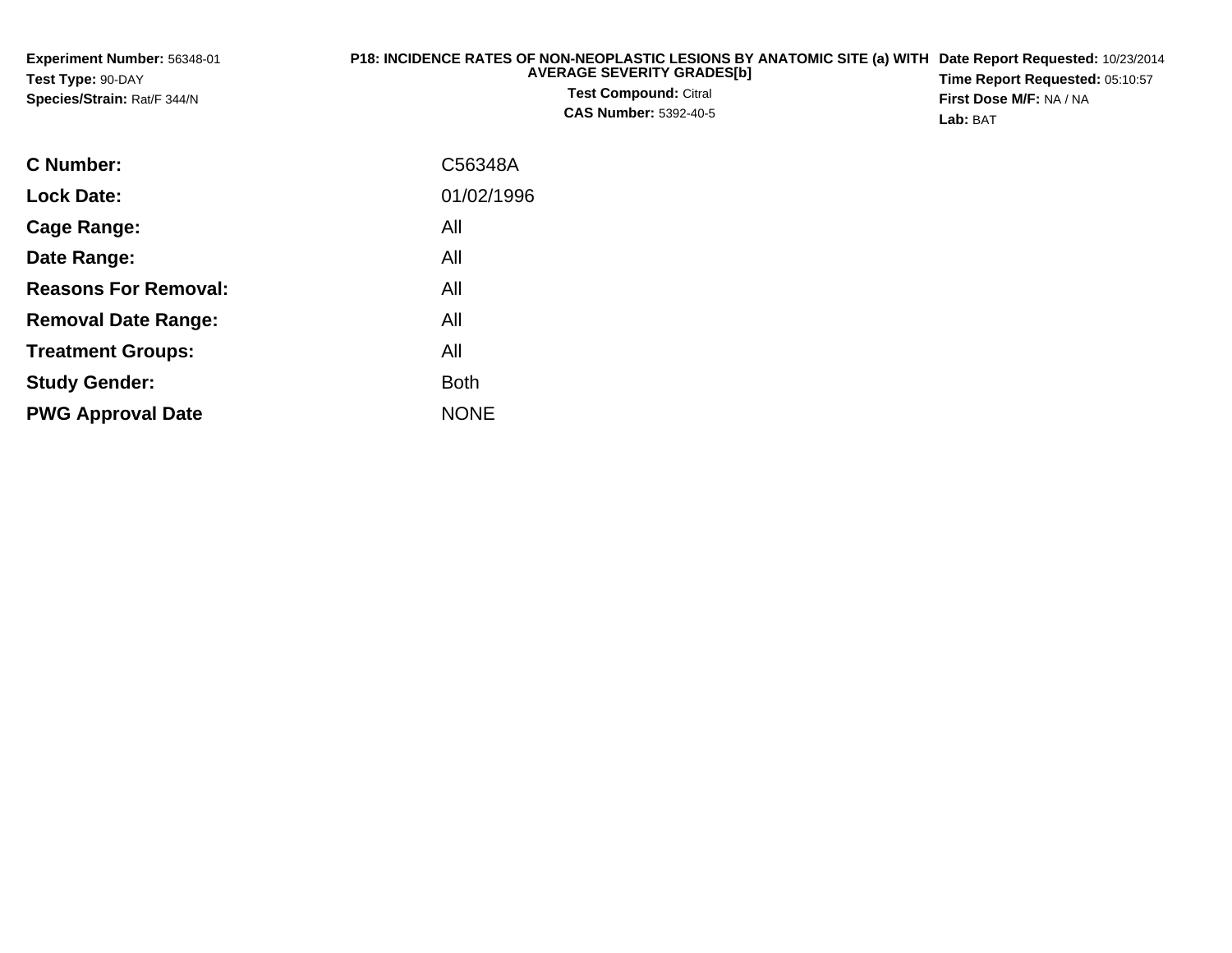**Experiment Number:** 56348-01
**Test Type:** 90-DAY
**Species/Strain:** Rat/F 344/N

**P18: INCIDENCE RATES OF NON-NEOPLASTIC LESIONS BY ANATOMIC SITE (a) WITH AVERAGE SEVERITY GRADES[b]**
**Test Compound:** Citral
**CAS Number:** 5392-40-5

**Date Report Requested:** 10/23/2014
**Time Report Requested:** 05:10:57
**First Dose M/F:** NA / NA
**Lab:** BAT

| | |
|---|---|
| **C Number:** | C56348A |
| **Lock Date:** | 01/02/1996 |
| **Cage Range:** | All |
| **Date Range:** | All |
| **Reasons For Removal:** | All |
| **Removal Date Range:** | All |
| **Treatment Groups:** | All |
| **Study Gender:** | Both |
| **PWG Approval Date** | NONE |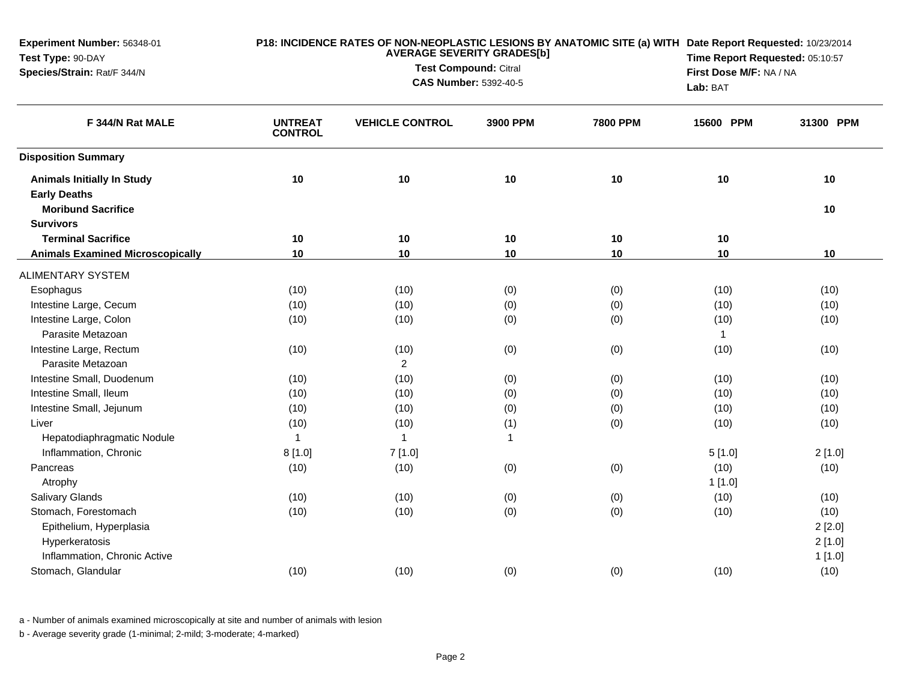**Experiment Number:** 56348-01
**Test Type:** 90-DAY
**Species/Strain:** Rat/F 344/N

**P18: INCIDENCE RATES OF NON-NEOPLASTIC LESIONS BY ANATOMIC SITE (a) WITH AVERAGE SEVERITY GRADES[b]**
**Test Compound:** Citral
**CAS Number:** 5392-40-5

**Date Report Requested:** 10/23/2014
**Time Report Requested:** 05:10:57
**First Dose M/F:** NA / NA
**Lab:** BAT

| F 344/N Rat MALE | UNTREAT CONTROL | VEHICLE CONTROL | 3900 PPM | 7800 PPM | 15600 PPM | 31300 PPM |
|---|---|---|---|---|---|---|
| **Disposition Summary** | | | | | | |
| **Animals Initially In Study** | 10 | 10 | 10 | 10 | 10 | 10 |
| **Early Deaths** | | | | | | |
| **Moribund Sacrifice** | | | | | | 10 |
| **Survivors** | | | | | | |
| **Terminal Sacrifice** | 10 | 10 | 10 | 10 | 10 | |
| **Animals Examined Microscopically** | 10 | 10 | 10 | 10 | 10 | 10 |
| ALIMENTARY SYSTEM | | | | | | |
| Esophagus | (10) | (10) | (0) | (0) | (10) | (10) |
| Intestine Large, Cecum | (10) | (10) | (0) | (0) | (10) | (10) |
| Intestine Large, Colon | (10) | (10) | (0) | (0) | (10) | (10) |
| Parasite Metazoan | | | | | 1 | |
| Intestine Large, Rectum | (10) | (10) | (0) | (0) | (10) | (10) |
| Parasite Metazoan | | 2 | | | | |
| Intestine Small, Duodenum | (10) | (10) | (0) | (0) | (10) | (10) |
| Intestine Small, Ileum | (10) | (10) | (0) | (0) | (10) | (10) |
| Intestine Small, Jejunum | (10) | (10) | (0) | (0) | (10) | (10) |
| Liver | (10) | (10) | (1) | (0) | (10) | (10) |
| Hepatodiaphragmatic Nodule | 1 | 1 | 1 | | | |
| Inflammation, Chronic | 8 [1.0] | 7 [1.0] | | | 5 [1.0] | 2 [1.0] |
| Pancreas | (10) | (10) | (0) | (0) | (10) | (10) |
| Atrophy | | | | | 1 [1.0] | |
| Salivary Glands | (10) | (10) | (0) | (0) | (10) | (10) |
| Stomach, Forestomach | (10) | (10) | (0) | (0) | (10) | (10) |
| Epithelium, Hyperplasia | | | | | | 2 [2.0] |
| Hyperkeratosis | | | | | | 2 [1.0] |
| Inflammation, Chronic Active | | | | | | 1 [1.0] |
| Stomach, Glandular | (10) | (10) | (0) | (0) | (10) | (10) |

a - Number of animals examined microscopically at site and number of animals with lesion

b - Average severity grade (1-minimal; 2-mild; 3-moderate; 4-marked)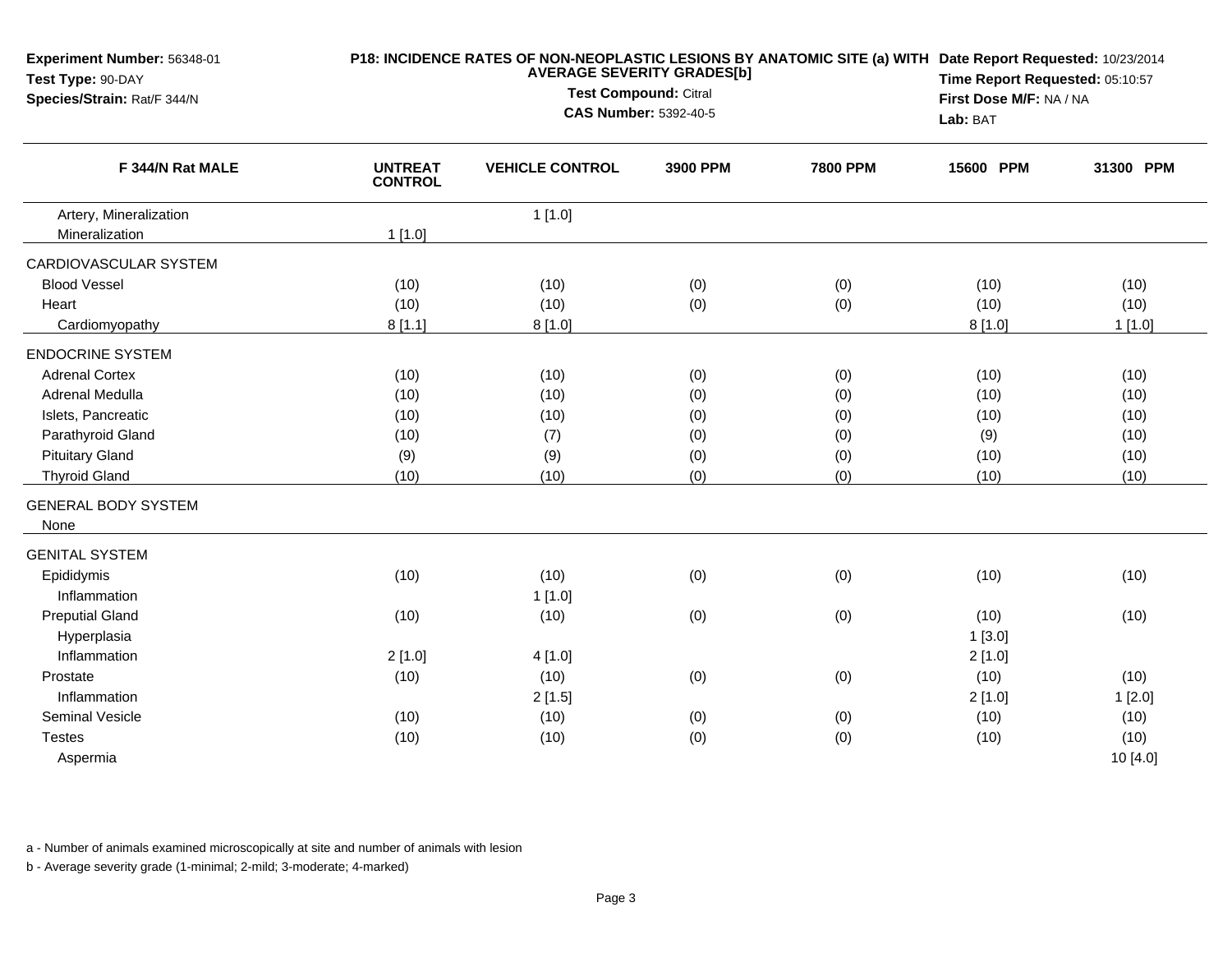**Experiment Number:** 56348-01
**Test Type:** 90-DAY
**Species/Strain:** Rat/F 344/N

**P18: INCIDENCE RATES OF NON-NEOPLASTIC LESIONS BY ANATOMIC SITE (a) WITH AVERAGE SEVERITY GRADES[b]**
**Test Compound:** Citral
**CAS Number:** 5392-40-5

**Date Report Requested:** 10/23/2014
**Time Report Requested:** 05:10:57
**First Dose M/F:** NA / NA
**Lab:** BAT

| F 344/N Rat MALE | UNTREAT CONTROL | VEHICLE CONTROL | 3900 PPM | 7800 PPM | 15600 PPM | 31300 PPM |
|---|---|---|---|---|---|---|
| Artery, Mineralization | | 1 [1.0] | | | | |
| Mineralization | 1 [1.0] | | | | | |
| CARDIOVASCULAR SYSTEM | | | | | | |
| Blood Vessel | (10) | (10) | (0) | (0) | (10) | (10) |
| Heart | (10) | (10) | (0) | (0) | (10) | (10) |
| Cardiomyopathy | 8 [1.1] | 8 [1.0] | | | 8 [1.0] | 1 [1.0] |
| ENDOCRINE SYSTEM | | | | | | |
| Adrenal Cortex | (10) | (10) | (0) | (0) | (10) | (10) |
| Adrenal Medulla | (10) | (10) | (0) | (0) | (10) | (10) |
| Islets, Pancreatic | (10) | (10) | (0) | (0) | (10) | (10) |
| Parathyroid Gland | (10) | (7) | (0) | (0) | (9) | (10) |
| Pituitary Gland | (9) | (9) | (0) | (0) | (10) | (10) |
| Thyroid Gland | (10) | (10) | (0) | (0) | (10) | (10) |
| GENERAL BODY SYSTEM | | | | | | |
| None | | | | | | |
| GENITAL SYSTEM | | | | | | |
| Epididymis | (10) | (10) | (0) | (0) | (10) | (10) |
| Inflammation | | 1 [1.0] | | | | |
| Preputial Gland | (10) | (10) | (0) | (0) | (10) | (10) |
| Hyperplasia | | | | | 1 [3.0] | |
| Inflammation | 2 [1.0] | 4 [1.0] | | | 2 [1.0] | |
| Prostate | (10) | (10) | (0) | (0) | (10) | (10) |
| Inflammation | | 2 [1.5] | | | 2 [1.0] | 1 [2.0] |
| Seminal Vesicle | (10) | (10) | (0) | (0) | (10) | (10) |
| Testes | (10) | (10) | (0) | (0) | (10) | (10) |
| Aspermia | | | | | | 10 [4.0] |

a - Number of animals examined microscopically at site and number of animals with lesion

b - Average severity grade (1-minimal; 2-mild; 3-moderate; 4-marked)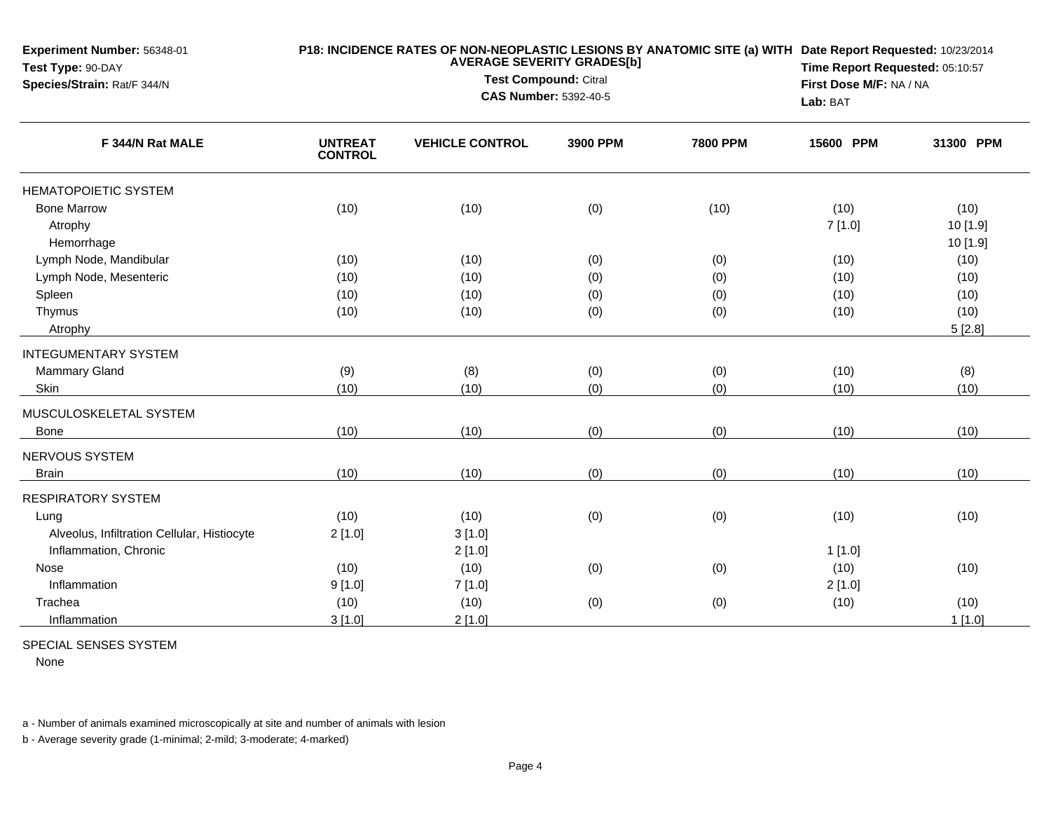**Experiment Number:** 56348-01
**Test Type:** 90-DAY
**Species/Strain:** Rat/F 344/N

**P18: INCIDENCE RATES OF NON-NEOPLASTIC LESIONS BY ANATOMIC SITE (a) WITH AVERAGE SEVERITY GRADES[b]**
**Test Compound:** Citral
**CAS Number:** 5392-40-5

**Date Report Requested:** 10/23/2014
**Time Report Requested:** 05:10:57
**First Dose M/F:** NA / NA
**Lab:** BAT

| F 344/N Rat MALE | UNTREAT CONTROL | VEHICLE CONTROL | 3900 PPM | 7800 PPM | 15600 PPM | 31300 PPM |
|---|---|---|---|---|---|---|
| HEMATOPOIETIC SYSTEM | | | | | | |
| Bone Marrow | (10) | (10) | (0) | (10) | (10) | (10) |
| Atrophy | | | | | 7 [1.0] | 10 [1.9] |
| Hemorrhage | | | | | | 10 [1.9] |
| Lymph Node, Mandibular | (10) | (10) | (0) | (0) | (10) | (10) |
| Lymph Node, Mesenteric | (10) | (10) | (0) | (0) | (10) | (10) |
| Spleen | (10) | (10) | (0) | (0) | (10) | (10) |
| Thymus | (10) | (10) | (0) | (0) | (10) | (10) |
| Atrophy | | | | | | 5 [2.8] |
| INTEGUMENTARY SYSTEM | | | | | | |
| Mammary Gland | (9) | (8) | (0) | (0) | (10) | (8) |
| Skin | (10) | (10) | (0) | (0) | (10) | (10) |
| MUSCULOSKELETAL SYSTEM | | | | | | |
| Bone | (10) | (10) | (0) | (0) | (10) | (10) |
| NERVOUS SYSTEM | | | | | | |
| Brain | (10) | (10) | (0) | (0) | (10) | (10) |
| RESPIRATORY SYSTEM | | | | | | |
| Lung | (10) | (10) | (0) | (0) | (10) | (10) |
| Alveolus, Infiltration Cellular, Histiocyte | 2 [1.0] | 3 [1.0] | | | | |
| Inflammation, Chronic | | 2 [1.0] | | | 1 [1.0] | |
| Nose | (10) | (10) | (0) | (0) | (10) | (10) |
| Inflammation | 9 [1.0] | 7 [1.0] | | | 2 [1.0] | |
| Trachea | (10) | (10) | (0) | (0) | (10) | (10) |
| Inflammation | 3 [1.0] | 2 [1.0] | | | | 1 [1.0] |
| SPECIAL SENSES SYSTEM | | | | | | |
| None | | | | | | |

a - Number of animals examined microscopically at site and number of animals with lesion

b - Average severity grade (1-minimal; 2-mild; 3-moderate; 4-marked)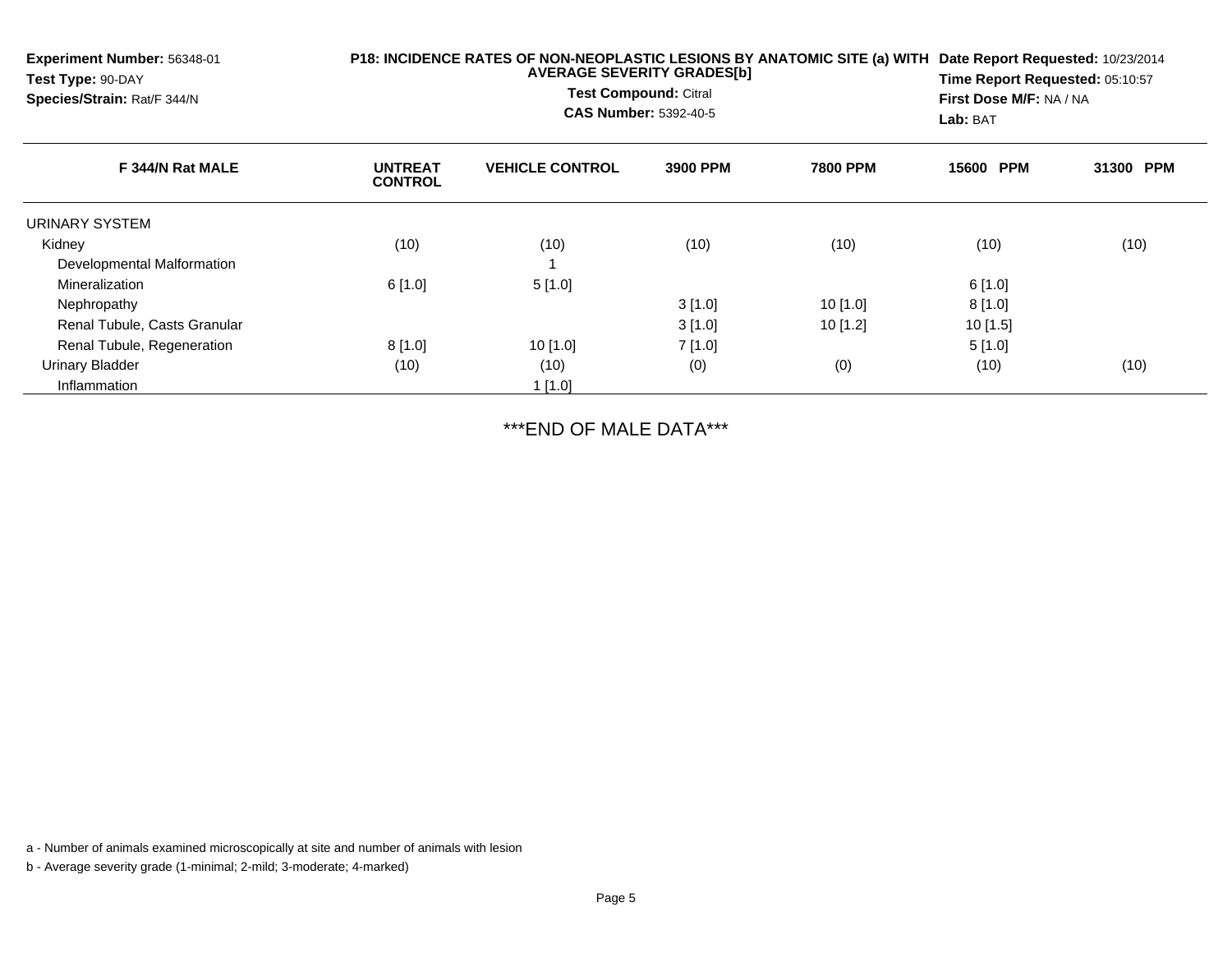**Experiment Number:** 56348-01
**Test Type:** 90-DAY
**Species/Strain:** Rat/F 344/N

**P18: INCIDENCE RATES OF NON-NEOPLASTIC LESIONS BY ANATOMIC SITE (a) WITH AVERAGE SEVERITY GRADES[b]**
**Test Compound:** Citral
**CAS Number:** 5392-40-5

**Date Report Requested:** 10/23/2014
**Time Report Requested:** 05:10:57
**First Dose M/F:** NA / NA
**Lab:** BAT

| F 344/N Rat MALE | UNTREAT CONTROL | VEHICLE CONTROL | 3900 PPM | 7800 PPM | 15600 PPM | 31300 PPM |
|---|---|---|---|---|---|---|
| URINARY SYSTEM | | | | | | |
| Kidney | (10) | (10) | (10) | (10) | (10) | (10) |
| Developmental Malformation | | 1 | | | | |
| Mineralization | 6 [1.0] | 5 [1.0] | | | 6 [1.0] | |
| Nephropathy | | | 3 [1.0] | 10 [1.0] | 8 [1.0] | |
| Renal Tubule, Casts Granular | | | 3 [1.0] | 10 [1.2] | 10 [1.5] | |
| Renal Tubule, Regeneration | 8 [1.0] | 10 [1.0] | 7 [1.0] | | 5 [1.0] | |
| Urinary Bladder | (10) | (10) | (0) | (0) | (10) | (10) |
| Inflammation | | 1 [1.0] | | | | |

***END OF MALE DATA***

a - Number of animals examined microscopically at site and number of animals with lesion

b - Average severity grade (1-minimal; 2-mild; 3-moderate; 4-marked)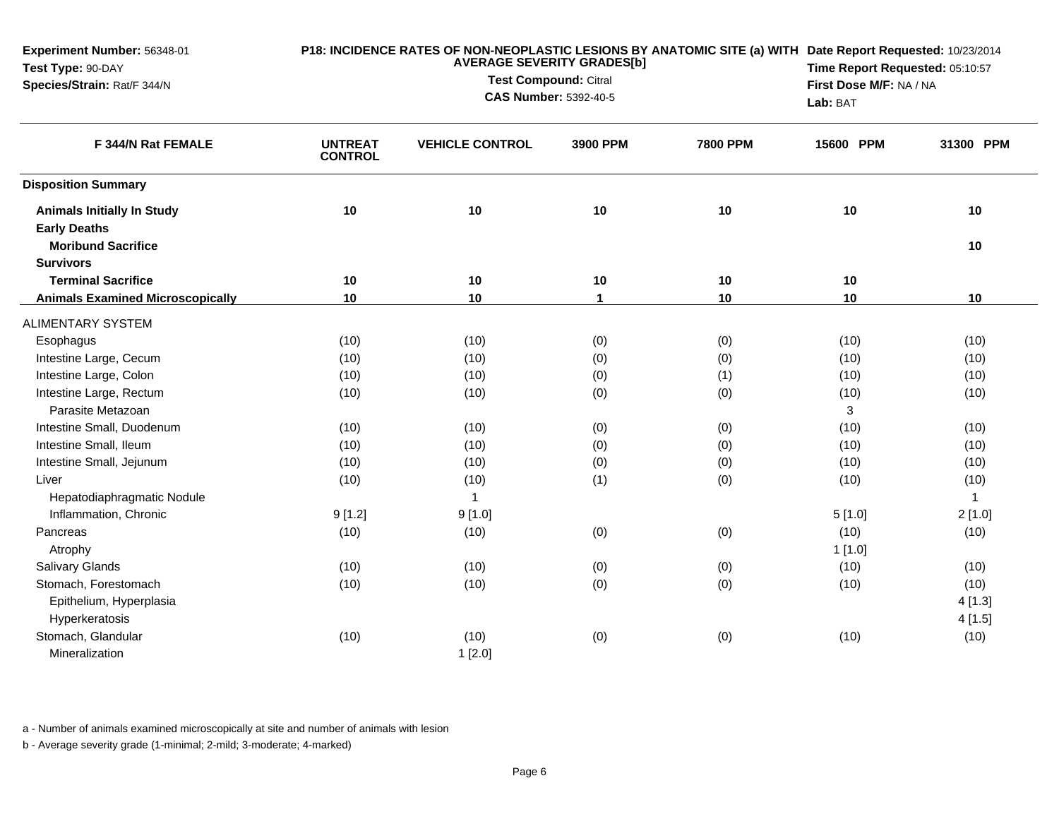**Experiment Number:** 56348-01
**Test Type:** 90-DAY
**Species/Strain:** Rat/F 344/N

**P18: INCIDENCE RATES OF NON-NEOPLASTIC LESIONS BY ANATOMIC SITE (a) WITH AVERAGE SEVERITY GRADES[b]**
**Test Compound:** Citral
**CAS Number:** 5392-40-5

**Date Report Requested:** 10/23/2014
**Time Report Requested:** 05:10:57
**First Dose M/F:** NA / NA
**Lab:** BAT

| F 344/N Rat FEMALE | UNTREAT CONTROL | VEHICLE CONTROL | 3900 PPM | 7800 PPM | 15600 PPM | 31300 PPM |
|---|---|---|---|---|---|---|
| **Disposition Summary** | | | | | | |
| **Animals Initially In Study** | **10** | **10** | **10** | **10** | **10** | **10** |
| **Early Deaths** | | | | | | |
| **Moribund Sacrifice** | | | | | | **10** |
| **Survivors** | | | | | | |
| **Terminal Sacrifice** | **10** | **10** | **10** | **10** | **10** | |
| **Animals Examined Microscopically** | **10** | **10** | **1** | **10** | **10** | **10** |
| ALIMENTARY SYSTEM | | | | | | |
| Esophagus | (10) | (10) | (0) | (0) | (10) | (10) |
| Intestine Large, Cecum | (10) | (10) | (0) | (0) | (10) | (10) |
| Intestine Large, Colon | (10) | (10) | (0) | (1) | (10) | (10) |
| Intestine Large, Rectum | (10) | (10) | (0) | (0) | (10) | (10) |
| Parasite Metazoan | | | | | 3 | |
| Intestine Small, Duodenum | (10) | (10) | (0) | (0) | (10) | (10) |
| Intestine Small, Ileum | (10) | (10) | (0) | (0) | (10) | (10) |
| Intestine Small, Jejunum | (10) | (10) | (0) | (0) | (10) | (10) |
| Liver | (10) | (10) | (1) | (0) | (10) | (10) |
| Hepatodiaphragmatic Nodule | | 1 | | | | 1 |
| Inflammation, Chronic | 9 [1.2] | 9 [1.0] | | | 5 [1.0] | 2 [1.0] |
| Pancreas | (10) | (10) | (0) | (0) | (10) | (10) |
| Atrophy | | | | | 1 [1.0] | |
| Salivary Glands | (10) | (10) | (0) | (0) | (10) | (10) |
| Stomach, Forestomach | (10) | (10) | (0) | (0) | (10) | (10) |
| Epithelium, Hyperplasia | | | | | | 4 [1.3] |
| Hyperkeratosis | | | | | | 4 [1.5] |
| Stomach, Glandular | (10) | (10) | (0) | (0) | (10) | (10) |
| Mineralization | | 1 [2.0] | | | | |

a - Number of animals examined microscopically at site and number of animals with lesion

b - Average severity grade (1-minimal; 2-mild; 3-moderate; 4-marked)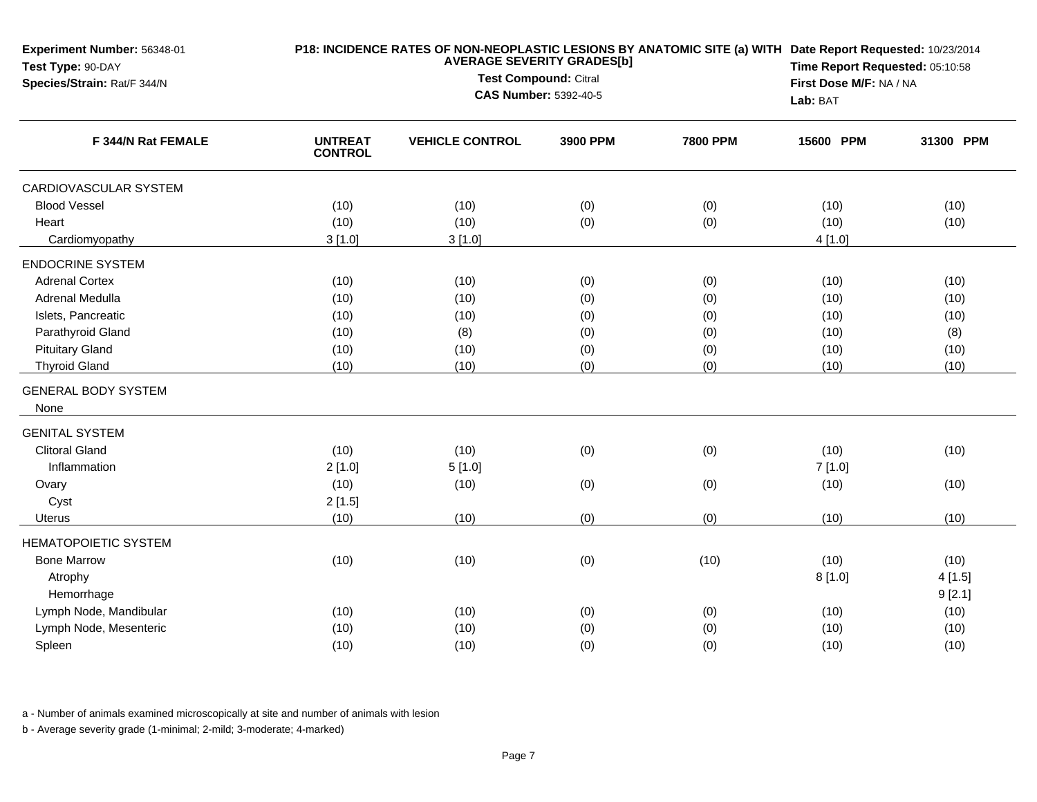**Experiment Number:** 56348-01
**Test Type:** 90-DAY
**Species/Strain:** Rat/F 344/N

**P18: INCIDENCE RATES OF NON-NEOPLASTIC LESIONS BY ANATOMIC SITE (a) WITH AVERAGE SEVERITY GRADES[b]**
**Test Compound:** Citral
**CAS Number:** 5392-40-5

**Date Report Requested:** 10/23/2014
**Time Report Requested:** 05:10:58
**First Dose M/F:** NA / NA
**Lab:** BAT

| F 344/N Rat FEMALE | UNTREAT CONTROL | VEHICLE CONTROL | 3900 PPM | 7800 PPM | 15600 PPM | 31300 PPM |
|---|---|---|---|---|---|---|
| CARDIOVASCULAR SYSTEM | | | | | | |
| Blood Vessel | (10) | (10) | (0) | (0) | (10) | (10) |
| Heart | (10) | (10) | (0) | (0) | (10) | (10) |
| Cardiomyopathy | 3 [1.0] | 3 [1.0] | | | 4 [1.0] | |
| ENDOCRINE SYSTEM | | | | | | |
| Adrenal Cortex | (10) | (10) | (0) | (0) | (10) | (10) |
| Adrenal Medulla | (10) | (10) | (0) | (0) | (10) | (10) |
| Islets, Pancreatic | (10) | (10) | (0) | (0) | (10) | (10) |
| Parathyroid Gland | (10) | (8) | (0) | (0) | (10) | (8) |
| Pituitary Gland | (10) | (10) | (0) | (0) | (10) | (10) |
| Thyroid Gland | (10) | (10) | (0) | (0) | (10) | (10) |
| GENERAL BODY SYSTEM | | | | | | |
| None | | | | | | |
| GENITAL SYSTEM | | | | | | |
| Clitoral Gland | (10) | (10) | (0) | (0) | (10) | (10) |
| Inflammation | 2 [1.0] | 5 [1.0] | | | 7 [1.0] | |
| Ovary | (10) | (10) | (0) | (0) | (10) | (10) |
| Cyst | 2 [1.5] | | | | | |
| Uterus | (10) | (10) | (0) | (0) | (10) | (10) |
| HEMATOPOIETIC SYSTEM | | | | | | |
| Bone Marrow | (10) | (10) | (0) | (10) | (10) | (10) |
| Atrophy | | | | | 8 [1.0] | 4 [1.5] |
| Hemorrhage | | | | | | 9 [2.1] |
| Lymph Node, Mandibular | (10) | (10) | (0) | (0) | (10) | (10) |
| Lymph Node, Mesenteric | (10) | (10) | (0) | (0) | (10) | (10) |
| Spleen | (10) | (10) | (0) | (0) | (10) | (10) |

a - Number of animals examined microscopically at site and number of animals with lesion

b - Average severity grade (1-minimal; 2-mild; 3-moderate; 4-marked)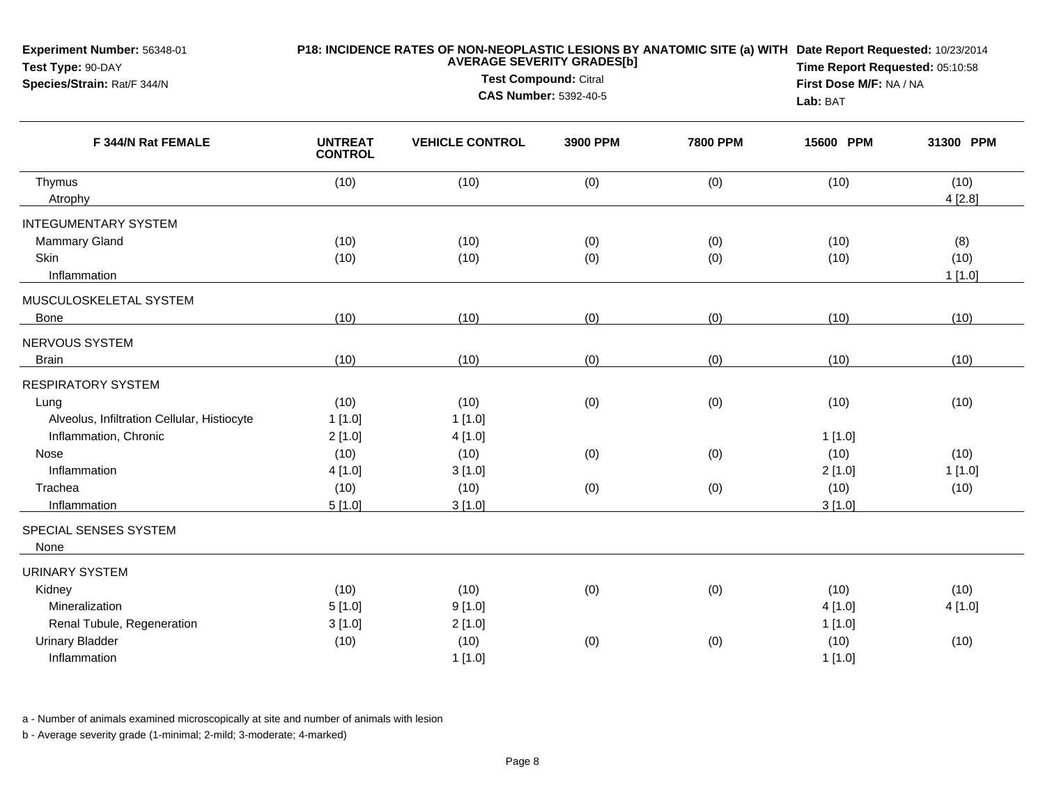**Experiment Number:** 56348-01
**Test Type:** 90-DAY
**Species/Strain:** Rat/F 344/N

**P18: INCIDENCE RATES OF NON-NEOPLASTIC LESIONS BY ANATOMIC SITE (a) WITH AVERAGE SEVERITY GRADES[b]**
**Test Compound:** Citral
**CAS Number:** 5392-40-5

**Date Report Requested:** 10/23/2014
**Time Report Requested:** 05:10:58
**First Dose M/F:** NA / NA
**Lab:** BAT

| F 344/N Rat FEMALE | UNTREAT CONTROL | VEHICLE CONTROL | 3900 PPM | 7800 PPM | 15600 PPM | 31300 PPM |
|---|---|---|---|---|---|---|
| Thymus | (10) | (10) | (0) | (0) | (10) | (10) |
| Atrophy | | | | | | 4 [2.8] |
| INTEGUMENTARY SYSTEM | | | | | | |
| Mammary Gland | (10) | (10) | (0) | (0) | (10) | (8) |
| Skin | (10) | (10) | (0) | (0) | (10) | (10) |
| Inflammation | | | | | | 1 [1.0] |
| MUSCULOSKELETAL SYSTEM | | | | | | |
| Bone | (10) | (10) | (0) | (0) | (10) | (10) |
| NERVOUS SYSTEM | | | | | | |
| Brain | (10) | (10) | (0) | (0) | (10) | (10) |
| RESPIRATORY SYSTEM | | | | | | |
| Lung | (10) | (10) | (0) | (0) | (10) | (10) |
| Alveolus, Infiltration Cellular, Histiocyte | 1 [1.0] | 1 [1.0] | | | | |
| Inflammation, Chronic | 2 [1.0] | 4 [1.0] | | | 1 [1.0] | |
| Nose | (10) | (10) | (0) | (0) | (10) | (10) |
| Inflammation | 4 [1.0] | 3 [1.0] | | | 2 [1.0] | 1 [1.0] |
| Trachea | (10) | (10) | (0) | (0) | (10) | (10) |
| Inflammation | 5 [1.0] | 3 [1.0] | | | 3 [1.0] | |
| SPECIAL SENSES SYSTEM | | | | | | |
| None | | | | | | |
| URINARY SYSTEM | | | | | | |
| Kidney | (10) | (10) | (0) | (0) | (10) | (10) |
| Mineralization | 5 [1.0] | 9 [1.0] | | | 4 [1.0] | 4 [1.0] |
| Renal Tubule, Regeneration | 3 [1.0] | 2 [1.0] | | | 1 [1.0] | |
| Urinary Bladder | (10) | (10) | (0) | (0) | (10) | (10) |
| Inflammation | | 1 [1.0] | | | 1 [1.0] | |

a - Number of animals examined microscopically at site and number of animals with lesion

b - Average severity grade (1-minimal; 2-mild; 3-moderate; 4-marked)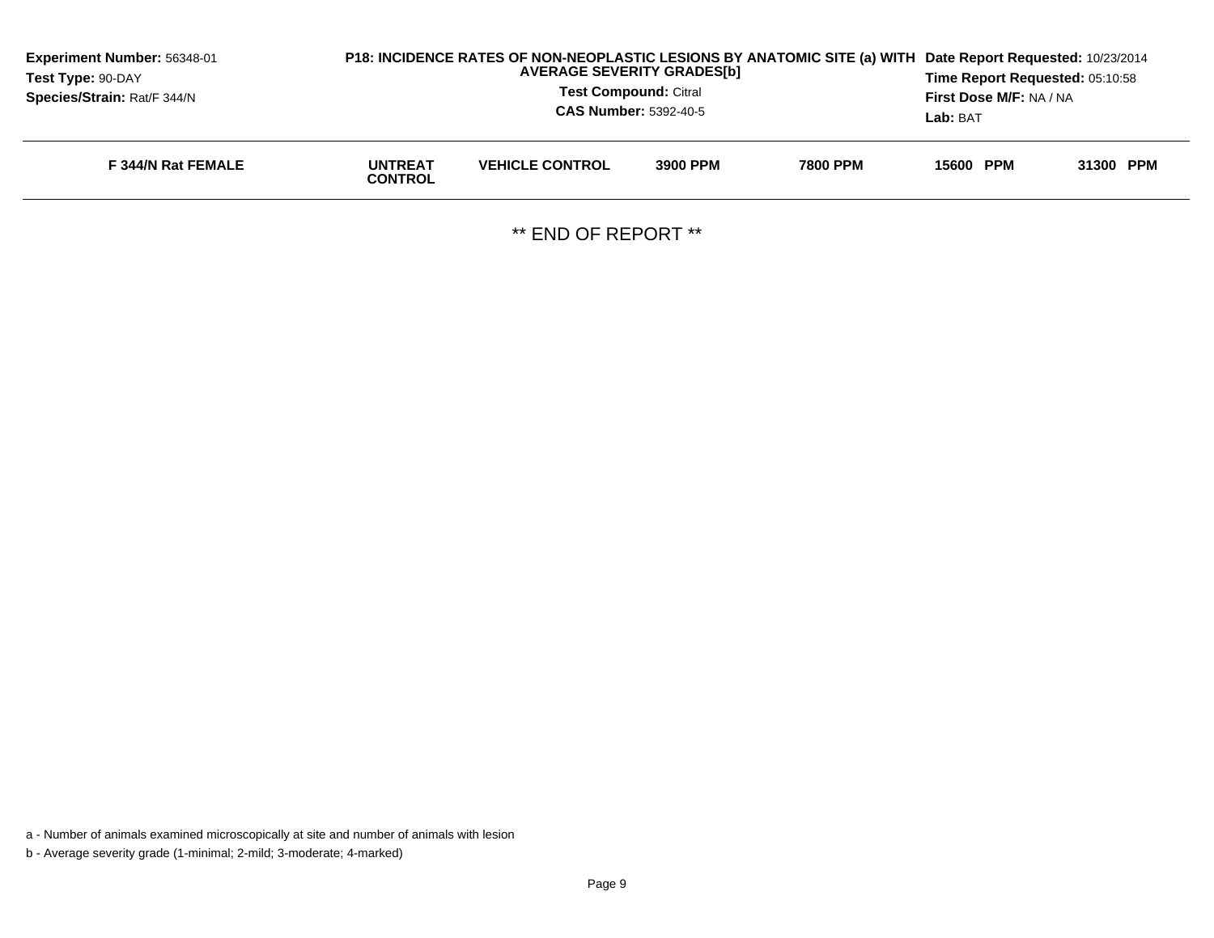**Experiment Number:** 56348-01
**Test Type:** 90-DAY
**Species/Strain:** Rat/F 344/N

**P18: INCIDENCE RATES OF NON-NEOPLASTIC LESIONS BY ANATOMIC SITE (a) WITH AVERAGE SEVERITY GRADES[b]**
**Test Compound:** Citral
**CAS Number:** 5392-40-5

**Date Report Requested:** 10/23/2014
**Time Report Requested:** 05:10:58
**First Dose M/F:** NA / NA
**Lab:** BAT

| F 344/N Rat FEMALE | UNTREAT CONTROL | VEHICLE CONTROL | 3900 PPM | 7800 PPM | 15600 PPM | 31300 PPM |
|---|---|---|---|---|---|---|

** END OF REPORT **

a - Number of animals examined microscopically at site and number of animals with lesion

b - Average severity grade (1-minimal; 2-mild; 3-moderate; 4-marked)